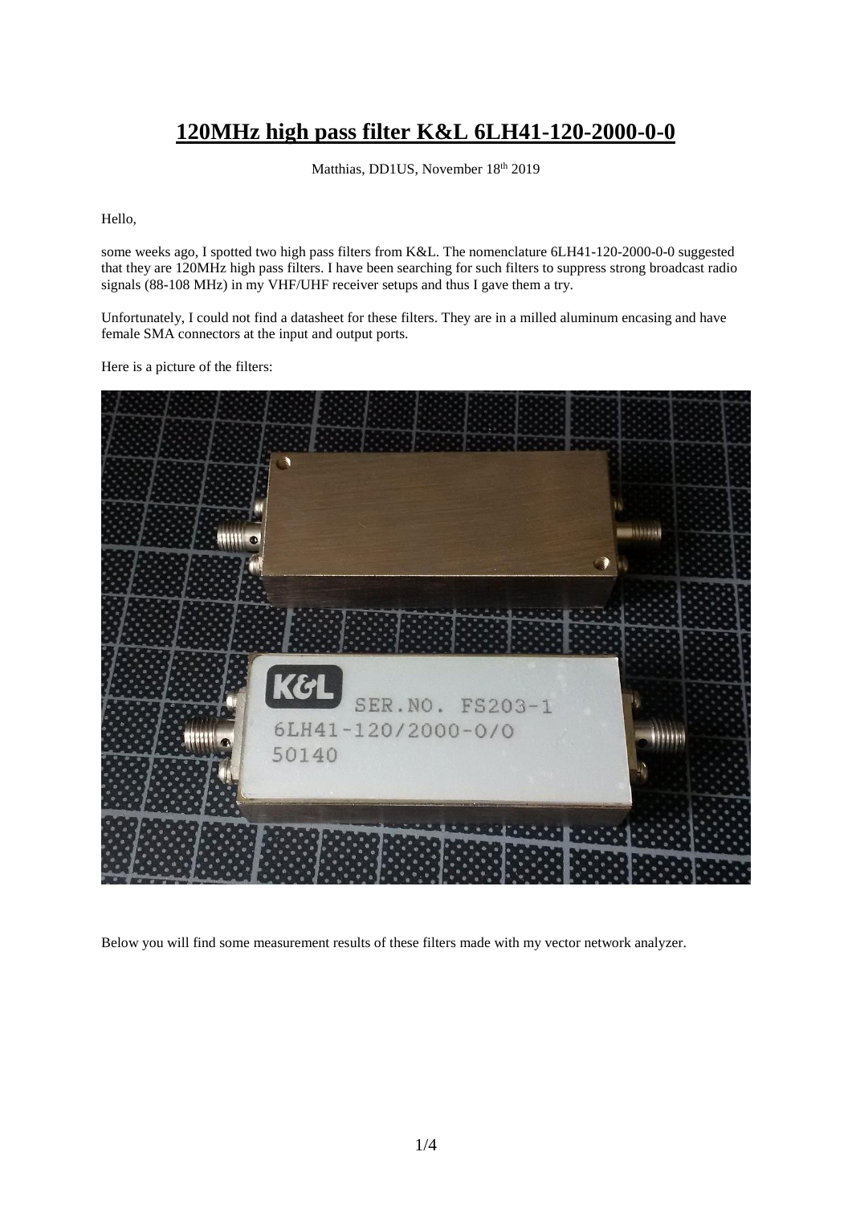# 120MHz high pass filter K&L 6LH41-120-2000-0-0

Matthias, DD1US, November 18th 2019

Hello,

some weeks ago, I spotted two high pass filters from K&L. The nomenclature 6LH41-120-2000-0-0 suggested that they are 120MHz high pass filters. I have been searching for such filters to suppress strong broadcast radio signals (88-108 MHz) in my VHF/UHF receiver setups and thus I gave them a try.

Unfortunately, I could not find a datasheet for these filters. They are in a milled aluminum encasing and have female SMA connectors at the input and output ports.

Here is a picture of the filters:

Below you will find some measurement results of these filters made with my vector network analyzer.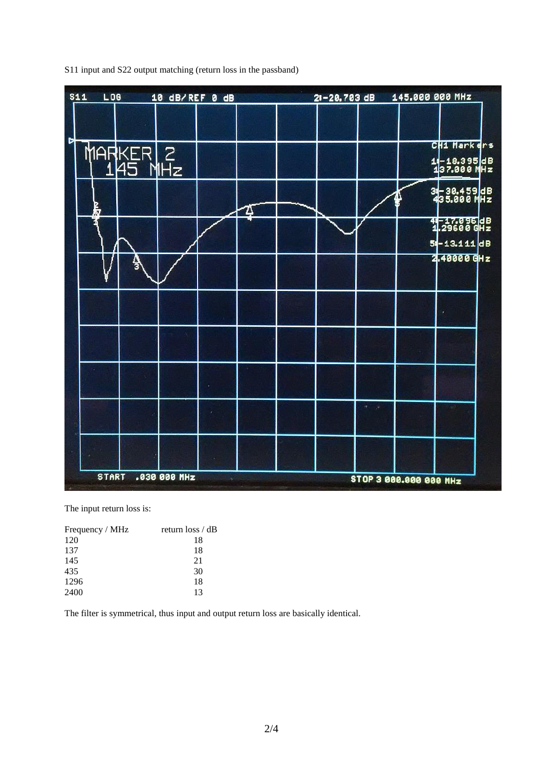S11 input and S22 output matching (return loss in the passband)

The input return loss is:

| Frequency / MHz | return loss / dB |
|---|---|
| 120 | 18 |
| 137 | 18 |
| 145 | 21 |
| 435 | 30 |
| 1296 | 18 |
| 2400 | 13 |

The filter is symmetrical, thus input and output return loss are basically identical.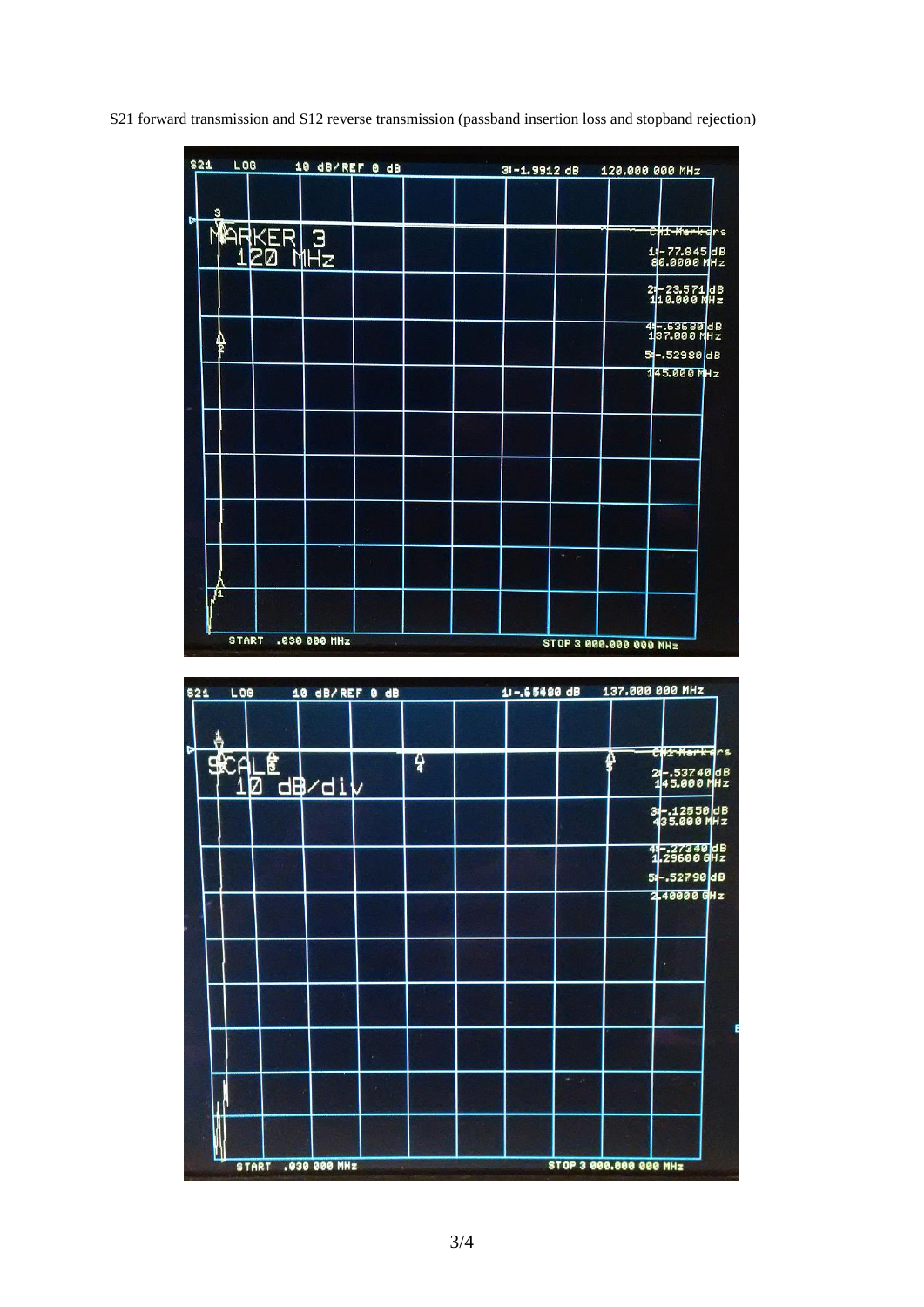S21 forward transmission and S12 reverse transmission (passband insertion loss and stopband rejection)

S21 LOG 10 dB/ REF 0 dB 3: -1.9912 dB 120.000 000 MHz

MARKER 3
120 MHz

CH1 Markers
1: -77.845 dB
80.0000 MHz
2: -23.571 dB
110.000 MHz
4: -.53580 dB
137.000 MHz
5: -.52980 dB
145.000 MHz

START .030 000 MHz STOP 3 000.000 000 MHz

S21 LOG 10 dB/ REF 0 dB 1: -.65480 dB 137.000 000 MHz

SCALE
10 dB/div

CH1 Markers
2: -.53740 dB
145.000 MHz
3: -.12550 dB
435.000 MHz
4: -.27340 dB
1.29600 GHz
5: -.52790 dB
2.40000 GHz

START .030 000 MHz STOP 3 000.000 000 MHz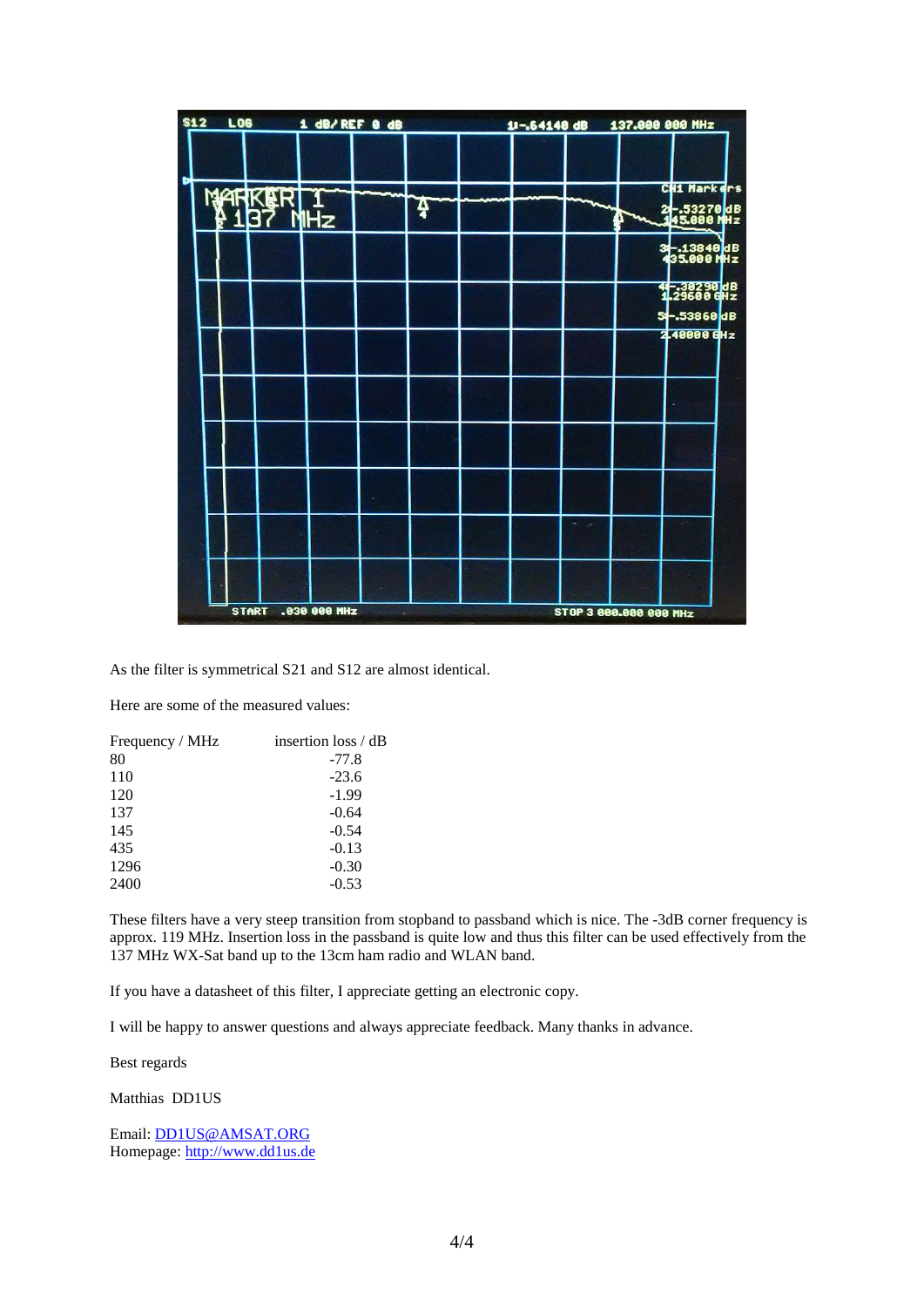S12 LOG 1 dB/ REF 0 dB 1: -.64140 dB 137.000 000 MHz

MARKER 1
137 MHz

CH1 Markers
2: -.53270 dB
145.000 MHz
3: -.13840 dB
435.000 MHz
4: -.30290 dB
1.29600 GHz
5: -.53860 dB
2.40000 GHz

START .030 000 MHz STOP 3 000.000 000 MHz

As the filter is symmetrical S21 and S12 are almost identical.

Here are some of the measured values:

| Frequency / MHz | insertion loss / dB |
|---|---|
| 80 | -77.8 |
| 110 | -23.6 |
| 120 | -1.99 |
| 137 | -0.64 |
| 145 | -0.54 |
| 435 | -0.13 |
| 1296 | -0.30 |
| 2400 | -0.53 |

These filters have a very steep transition from stopband to passband which is nice. The -3dB corner frequency is approx. 119 MHz. Insertion loss in the passband is quite low and thus this filter can be used effectively from the 137 MHz WX-Sat band up to the 13cm ham radio and WLAN band.

If you have a datasheet of this filter, I appreciate getting an electronic copy.

I will be happy to answer questions and always appreciate feedback. Many thanks in advance.

Best regards

Matthias DD1US

Email: [DD1US@AMSAT.ORG](mailto:DD1US@AMSAT.ORG)
Homepage: [http://www.dd1us.de](http://www.dd1us.de)